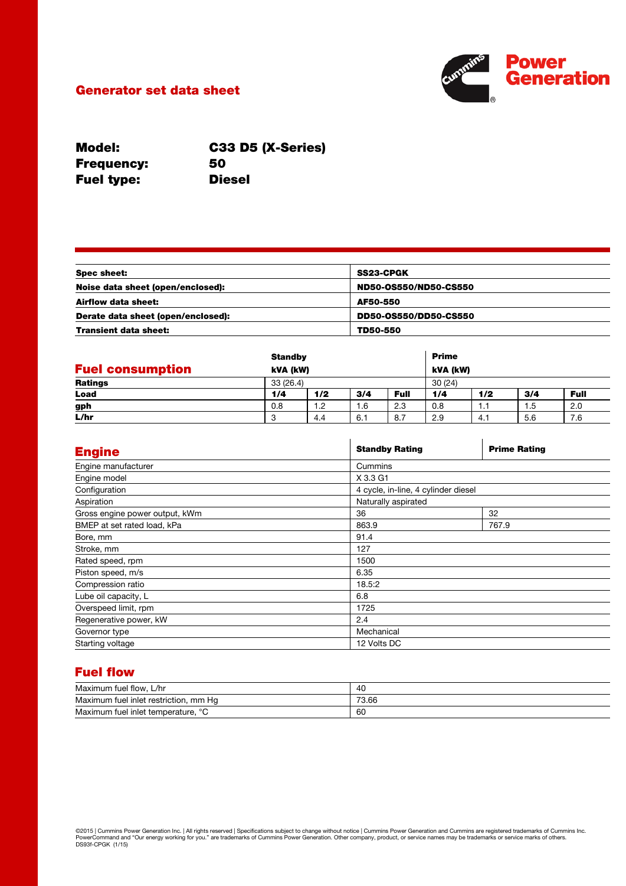# Generator set data sheet

**Cummins Power Generation**

| | |
|---|---|
| **Model:** | **C33 D5 (X-Series)** |
| **Frequency:** | **50** |
| **Fuel type:** | **Diesel** |

| | |
|---|---|
| **Spec sheet:** | **SS23-CPGK** |
| **Noise data sheet (open/enclosed):** | **ND50-OS550/ND50-CS550** |
| **Airflow data sheet:** | **AF50-550** |
| **Derate data sheet (open/enclosed):** | **DD50-OS550/DD50-CS550** |
| **Transient data sheet:** | **TD50-550** |

## Fuel consumption

| | **Standby kVA (kW)** | | | | **Prime kVA (kW)** | | | |
|---|---|---|---|---|---|---|---|---|
| **Ratings** | 33 (26.4) | | | | 30 (24) | | | |
| **Load** | **1/4** | **1/2** | **3/4** | **Full** | **1/4** | **1/2** | **3/4** | **Full** |
| **gph** | 0.8 | 1.2 | 1.6 | 2.3 | 0.8 | 1.1 | 1.5 | 2.0 |
| **L/hr** | 3 | 4.4 | 6.1 | 8.7 | 2.9 | 4.1 | 5.6 | 7.6 |

## Engine

| | **Standby Rating** | **Prime Rating** |
|---|---|---|
| Engine manufacturer | Cummins | |
| Engine model | X 3.3 G1 | |
| Configuration | 4 cycle, in-line, 4 cylinder diesel | |
| Aspiration | Naturally aspirated | |
| Gross engine power output, kWm | 36 | 32 |
| BMEP at set rated load, kPa | 863.9 | 767.9 |
| Bore, mm | 91.4 | |
| Stroke, mm | 127 | |
| Rated speed, rpm | 1500 | |
| Piston speed, m/s | 6.35 | |
| Compression ratio | 18.5:2 | |
| Lube oil capacity, L | 6.8 | |
| Overspeed limit, rpm | 1725 | |
| Regenerative power, kW | 2.4 | |
| Governor type | Mechanical | |
| Starting voltage | 12 Volts DC | |

## Fuel flow

| | |
|---|---|
| Maximum fuel flow, L/hr | 40 |
| Maximum fuel inlet restriction, mm Hg | 73.66 |
| Maximum fuel inlet temperature, °C | 60 |

©2015 | Cummins Power Generation Inc. | All rights reserved | Specifications subject to change without notice | Cummins Power Generation and Cummins are registered trademarks of Cummins Inc. PowerCommand and "Our energy working for you." are trademarks of Cummins Power Generation. Other company, product, or service names may be trademarks or service marks of others.
DS93f-CPGK (1/15)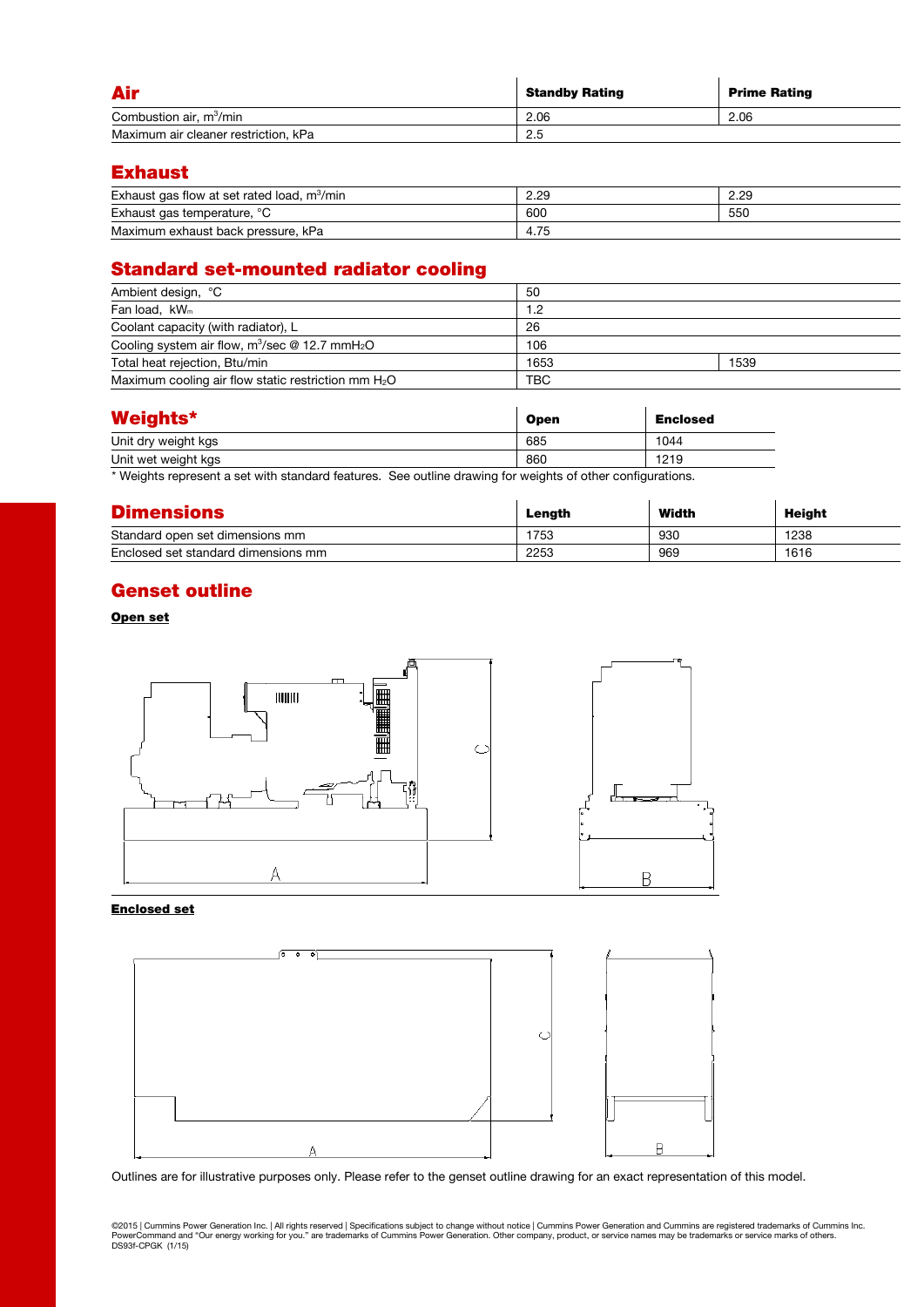## Air

| Air | Standby Rating | Prime Rating |
|---|---|---|
| Combustion air, $m^3$/min | 2.06 | 2.06 |
| Maximum air cleaner restriction, kPa | 2.5 | |

## Exhaust

| | | |
|---|---|---|
| Exhaust gas flow at set rated load, $m^3$/min | 2.29 | 2.29 |
| Exhaust gas temperature, °C | 600 | 550 |
| Maximum exhaust back pressure, kPa | 4.75 | |

## Standard set-mounted radiator cooling

| | | |
|---|---|---|
| Ambient design, °C | 50 | |
| Fan load, $kW_m$ | 1.2 | |
| Coolant capacity (with radiator), L | 26 | |
| Cooling system air flow, $m^3$/sec @ 12.7 mm$H_2O$ | 106 | |
| Total heat rejection, Btu/min | 1653 | 1539 |
| Maximum cooling air flow static restriction mm $H_2O$ | TBC | |

## Weights*

| Weights* | Open | Enclosed |
|---|---|---|
| Unit dry weight kgs | 685 | 1044 |
| Unit wet weight kgs | 860 | 1219 |

\* Weights represent a set with standard features. See outline drawing for weights of other configurations.

## Dimensions

| Dimensions | Length | Width | Height |
|---|---|---|---|
| Standard open set dimensions mm | 1753 | 930 | 1238 |
| Enclosed set standard dimensions mm | 2253 | 969 | 1616 |

## Genset outline

**Open set**

**Enclosed set**

Outlines are for illustrative purposes only. Please refer to the genset outline drawing for an exact representation of this model.

©2015 | Cummins Power Generation Inc. | All rights reserved | Specifications subject to change without notice | Cummins Power Generation and Cummins are registered trademarks of Cummins Inc. PowerCommand and "Our energy working for you." are trademarks of Cummins Power Generation. Other company, product, or service names may be trademarks or service marks of others.
DS93f-CPGK (1/15)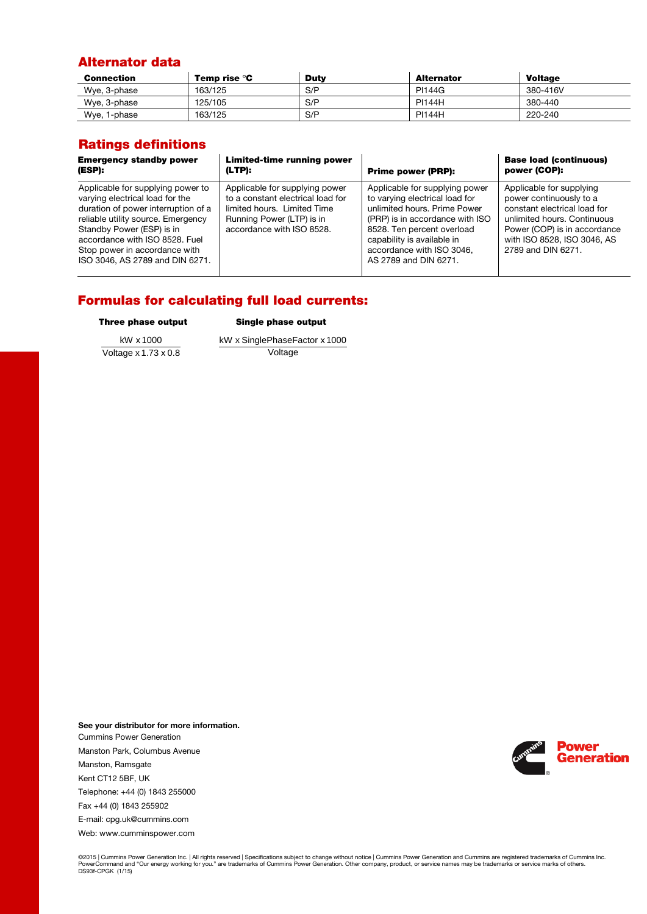## Alternator data

| Connection | Temp rise °C | Duty | Alternator | Voltage |
|---|---|---|---|---|
| Wye, 3-phase | 163/125 | S/P | PI144G | 380-416V |
| Wye, 3-phase | 125/105 | S/P | PI144H | 380-440 |
| Wye, 1-phase | 163/125 | S/P | PI144H | 220-240 |

## Ratings definitions

| Emergency standby power (ESP): | Limited-time running power (LTP): | Prime power (PRP): | Base load (continuous) power (COP): |
|---|---|---|---|
| Applicable for supplying power to varying electrical load for the duration of power interruption of a reliable utility source. Emergency Standby Power (ESP) is in accordance with ISO 8528. Fuel Stop power in accordance with ISO 3046, AS 2789 and DIN 6271. | Applicable for supplying power to a constant electrical load for limited hours. Limited Time Running Power (LTP) is in accordance with ISO 8528. | Applicable for supplying power to varying electrical load for unlimited hours. Prime Power (PRP) is in accordance with ISO 8528. Ten percent overload capability is available in accordance with ISO 3046, AS 2789 and DIN 6271. | Applicable for supplying power continuously to a constant electrical load for unlimited hours. Continuous Power (COP) is in accordance with ISO 8528, ISO 3046, AS 2789 and DIN 6271. |

## Formulas for calculating full load currents:

**Three phase output**

$$\frac{\text{kW} \times 1000}{\text{Voltage} \times 1.73 \times 0.8}$$

**Single phase output**

$$\frac{\text{kW} \times \text{SinglePhaseFactor} \times 1000}{\text{Voltage}}$$

**See your distributor for more information.**

Cummins Power Generation

Manston Park, Columbus Avenue

Manston, Ramsgate

Kent CT12 5BF, UK

Telephone: +44 (0) 1843 255000

Fax +44 (0) 1843 255902

E-mail: cpg.uk@cummins.com

Web: www.cumminspower.com

©2015 | Cummins Power Generation Inc. | All rights reserved | Specifications subject to change without notice | Cummins Power Generation and Cummins are registered trademarks of Cummins Inc. PowerCommand and "Our energy working for you." are trademarks of Cummins Power Generation. Other company, product, or service names may be trademarks or service marks of others.
DS93f-CPGK (1/15)